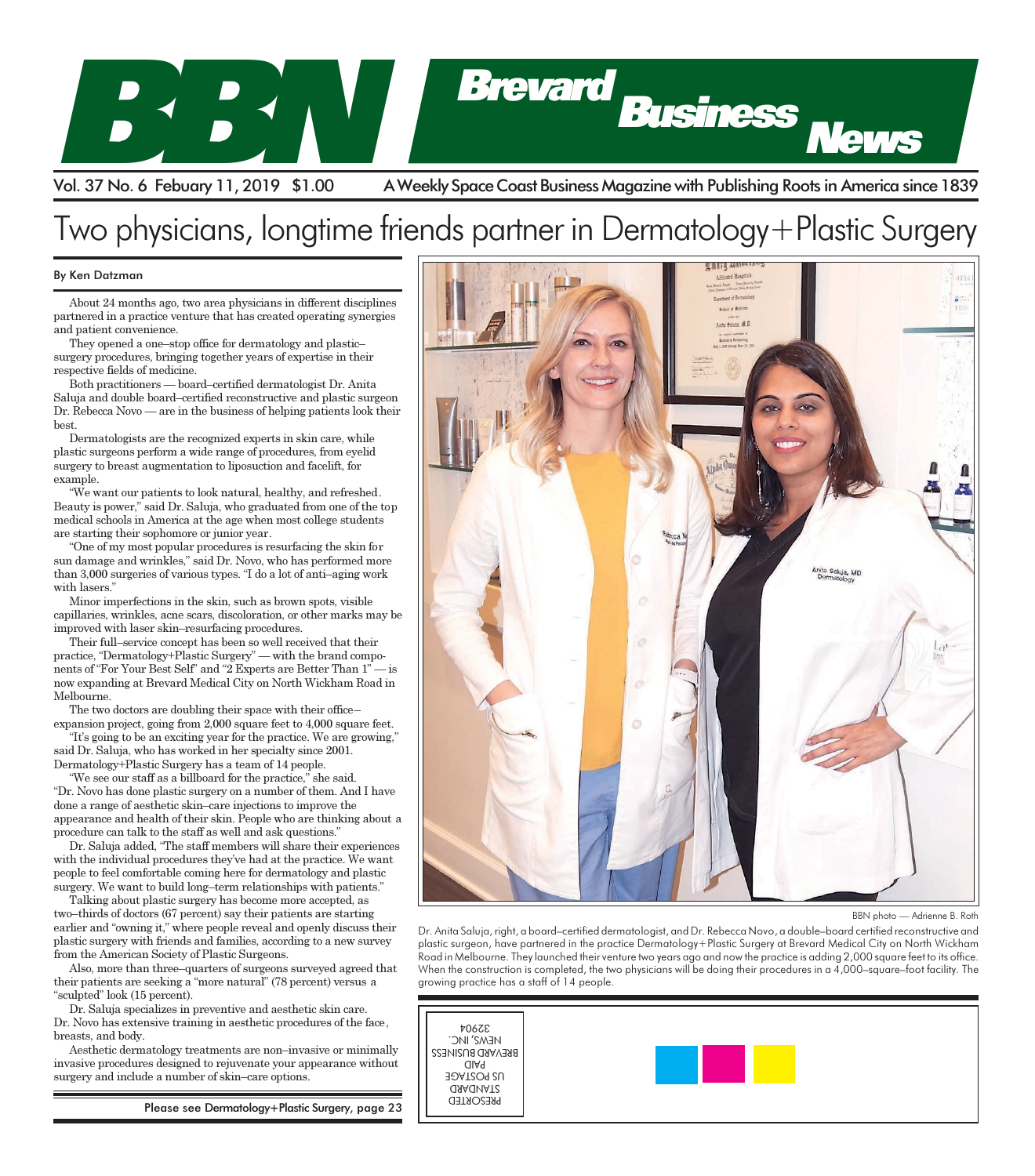# Two physicians, longtime friends partner in Dermatology+Plastic Surgery

By Ken Datzman

About 24 months ago, two area physicians in different disciplines partnered in a practice venture that has created operating synergies and patient convenience.

They opened a one–stop office for dermatology and plastic–surgery procedures, bringing together years of expertise in their respective fields of medicine.

Both practitioners — board–certified dermatologist Dr. Anita Saluja and double board–certified reconstructive and plastic surgeon Dr. Rebecca Novo — are in the business of helping patients look their best.

Dermatologists are the recognized experts in skin care, while plastic surgeons perform a wide range of procedures, from eyelid surgery to breast augmentation to liposuction and facelift, for example.

"We want our patients to look natural, healthy, and refreshed. Beauty is power," said Dr. Saluja, who graduated from one of the top medical schools in America at the age when most college students are starting their sophomore or junior year.

"One of my most popular procedures is resurfacing the skin for sun damage and wrinkles," said Dr. Novo, who has performed more than 3,000 surgeries of various types. "I do a lot of anti–aging work with lasers."

Minor imperfections in the skin, such as brown spots, visible capillaries, wrinkles, acne scars, discoloration, or other marks may be improved with laser skin–resurfacing procedures.

Their full–service concept has been so well received that their practice, "Dermatology+Plastic Surgery" — with the brand components of "For Your Best Self" and "2 Experts are Better Than 1" — is now expanding at Brevard Medical City on North Wickham Road in Melbourne.

The two doctors are doubling their space with their office–expansion project, going from 2,000 square feet to 4,000 square feet.

"It's going to be an exciting year for the practice. We are growing," said Dr. Saluja, who has worked in her specialty since 2001. Dermatology+Plastic Surgery has a team of 14 people.

"We see our staff as a billboard for the practice," she said. "Dr. Novo has done plastic surgery on a number of them. And I have done a range of aesthetic skin–care injections to improve the appearance and health of their skin. People who are thinking about a procedure can talk to the staff as well and ask questions."

Dr. Saluja added, "The staff members will share their experiences with the individual procedures they've had at the practice. We want people to feel comfortable coming here for dermatology and plastic surgery. We want to build long–term relationships with patients."

Talking about plastic surgery has become more accepted, as two–thirds of doctors (67 percent) say their patients are starting earlier and "owning it," where people reveal and openly discuss their plastic surgery with friends and families, according to a new survey from the American Society of Plastic Surgeons.

Also, more than three–quarters of surgeons surveyed agreed that their patients are seeking a "more natural" (78 percent) versus a "sculpted" look (15 percent).

Dr. Saluja specializes in preventive and aesthetic skin care. Dr. Novo has extensive training in aesthetic procedures of the face, breasts, and body.

Aesthetic dermatology treatments are non–invasive or minimally invasive procedures designed to rejuvenate your appearance without surgery and include a number of skin–care options.

Please see Dermatology+Plastic Surgery, page 23

BBN photo — Adrienne B. Roth

Dr. Anita Saluja, right, a board–certified dermatologist, and Dr. Rebecca Novo, a double–board certified reconstructive and plastic surgeon, have partnered in the practice Dermatology+Plastic Surgery at Brevard Medical City on North Wickham Road in Melbourne. They launched their venture two years ago and now the practice is adding 2,000 square feet to its office. When the construction is completed, the two physicians will be doing their procedures in a 4,000–square–foot facility. The growing practice has a staff of 14 people.

PRESORTED STANDARD US POSTAGE PAID BREVARD BUSINESS NEWS, INC. 32904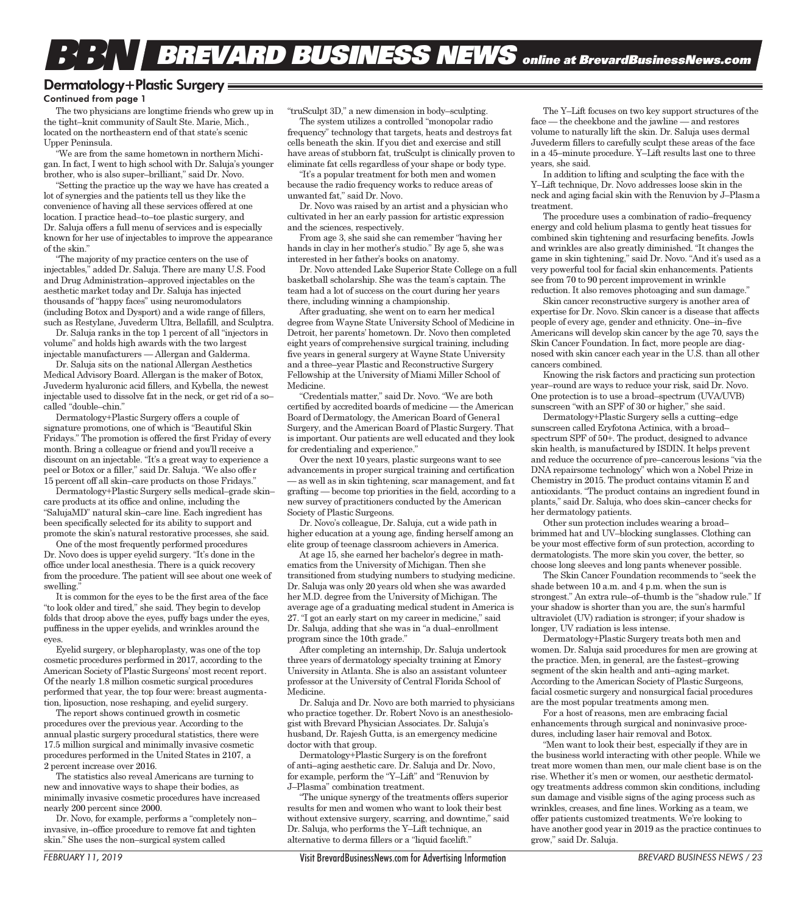## Dermatology+Plastic Surgery

**Continued from page 1**

The two physicians are longtime friends who grew up in the tight–knit community of Sault Ste. Marie, Mich., located on the northeastern end of that state's scenic Upper Peninsula.

"We are from the same hometown in northern Michigan. In fact, I went to high school with Dr. Saluja's younger brother, who is also super–brilliant," said Dr. Novo.

"Setting the practice up the way we have has created a lot of synergies and the patients tell us they like the convenience of having all these services offered at one location. I practice head–to–toe plastic surgery, and Dr. Saluja offers a full menu of services and is especially known for her use of injectables to improve the appearance of the skin."

"The majority of my practice centers on the use of injectables," added Dr. Saluja. There are many U.S. Food and Drug Administration–approved injectables on the aesthetic market today and Dr. Saluja has injected thousands of "happy faces" using neuromodulators (including Botox and Dysport) and a wide range of fillers, such as Restylane, Juvederm Ultra, Bellafill, and Sculptra.

Dr. Saluja ranks in the top 1 percent of all "injectors in volume" and holds high awards with the two largest injectable manufacturers — Allergan and Galderma.

Dr. Saluja sits on the national Allergan Aesthetics Medical Advisory Board. Allergan is the maker of Botox, Juvederm hyaluronic acid fillers, and Kybella, the newest injectable used to dissolve fat in the neck, or get rid of a so–called "double–chin."

Dermatology+Plastic Surgery offers a couple of signature promotions, one of which is "Beautiful Skin Fridays." The promotion is offered the first Friday of every month. Bring a colleague or friend and you'll receive a discount on an injectable. "It's a great way to experience a peel or Botox or a filler," said Dr. Saluja. "We also offer 15 percent off all skin–care products on those Fridays."

Dermatology+Plastic Surgery sells medical–grade skin–care products at its office and online, including the "SalujaMD" natural skin–care line. Each ingredient has been specifically selected for its ability to support and promote the skin's natural restorative processes, she said.

One of the most frequently performed procedures Dr. Novo does is upper eyelid surgery. "It's done in the office under local anesthesia. There is a quick recovery from the procedure. The patient will see about one week of swelling."

It is common for the eyes to be the first area of the face "to look older and tired," she said. They begin to develop folds that droop above the eyes, puffy bags under the eyes, puffiness in the upper eyelids, and wrinkles around the eyes.

Eyelid surgery, or blepharoplasty, was one of the top cosmetic procedures performed in 2017, according to the American Society of Plastic Surgeons' most recent report. Of the nearly 1.8 million cosmetic surgical procedures performed that year, the top four were: breast augmentation, liposuction, nose reshaping, and eyelid surgery.

The report shows continued growth in cosmetic procedures over the previous year. According to the annual plastic surgery procedural statistics, there were 17.5 million surgical and minimally invasive cosmetic procedures performed in the United States in 2107, a 2 percent increase over 2016.

The statistics also reveal Americans are turning to new and innovative ways to shape their bodies, as minimally invasive cosmetic procedures have increased nearly 200 percent since 2000.

Dr. Novo, for example, performs a "completely non–invasive, in–office procedure to remove fat and tighten skin." She uses the non–surgical system called "truSculpt 3D," a new dimension in body–sculpting.

The system utilizes a controlled "monopolar radio frequency" technology that targets, heats and destroys fat cells beneath the skin. If you diet and exercise and still have areas of stubborn fat, truSculpt is clinically proven to eliminate fat cells regardless of your shape or body type.

"It's a popular treatment for both men and women because the radio frequency works to reduce areas of unwanted fat," said Dr. Novo.

Dr. Novo was raised by an artist and a physician who cultivated in her an early passion for artistic expression and the sciences, respectively.

From age 3, she said she can remember "having her hands in clay in her mother's studio." By age 5, she was interested in her father's books on anatomy.

Dr. Novo attended Lake Superior State College on a full basketball scholarship. She was the team's captain. The team had a lot of success on the court during her years there, including winning a championship.

After graduating, she went on to earn her medical degree from Wayne State University School of Medicine in Detroit, her parents' hometown. Dr. Novo then completed eight years of comprehensive surgical training, including five years in general surgery at Wayne State University and a three–year Plastic and Reconstructive Surgery Fellowship at the University of Miami Miller School of Medicine.

"Credentials matter," said Dr. Novo. "We are both certified by accredited boards of medicine — the American Board of Dermatology, the American Board of General Surgery, and the American Board of Plastic Surgery. That is important. Our patients are well educated and they look for credentialing and experience."

Over the next 10 years, plastic surgeons want to see advancements in proper surgical training and certification — as well as in skin tightening, scar management, and fat grafting — become top priorities in the field, according to a new survey of practitioners conducted by the American Society of Plastic Surgeons.

Dr. Novo's colleague, Dr. Saluja, cut a wide path in higher education at a young age, finding herself among an elite group of teenage classroom achievers in America.

At age 15, she earned her bachelor's degree in mathematics from the University of Michigan. Then she transitioned from studying numbers to studying medicine. Dr. Saluja was only 20 years old when she was awarded her M.D. degree from the University of Michigan. The average age of a graduating medical student in America is 27. "I got an early start on my career in medicine," said Dr. Saluja, adding that she was in "a dual–enrollment program since the 10th grade."

After completing an internship, Dr. Saluja undertook three years of dermatology specialty training at Emory University in Atlanta. She is also an assistant volunteer professor at the University of Central Florida School of Medicine.

Dr. Saluja and Dr. Novo are both married to physicians who practice together. Dr. Robert Novo is an anesthesiologist with Brevard Physician Associates. Dr. Saluja's husband, Dr. Rajesh Gutta, is an emergency medicine doctor with that group.

Dermatology+Plastic Surgery is on the forefront of anti–aging aesthetic care. Dr. Saluja and Dr. Novo, for example, perform the "Y–Lift" and "Renuvion by J–Plasma" combination treatment.

"The unique synergy of the treatments offers superior results for men and women who want to look their best without extensive surgery, scarring, and downtime," said Dr. Saluja, who performs the Y–Lift technique, an alternative to derma fillers or a "liquid facelift."

The Y–Lift focuses on two key support structures of the face — the cheekbone and the jawline — and restores volume to naturally lift the skin. Dr. Saluja uses dermal Juvederm fillers to carefully sculpt these areas of the face in a 45–minute procedure. Y–Lift results last one to three years, she said.

In addition to lifting and sculpting the face with the Y–Lift technique, Dr. Novo addresses loose skin in the neck and aging facial skin with the Renuvion by J–Plasma treatment.

The procedure uses a combination of radio–frequency energy and cold helium plasma to gently heat tissues for combined skin tightening and resurfacing benefits. Jowls and wrinkles are also greatly diminished. "It changes the game in skin tightening," said Dr. Novo. "And it's used as a very powerful tool for facial skin enhancements. Patients see from 70 to 90 percent improvement in wrinkle reduction. It also removes photoaging and sun damage."

Skin cancer reconstructive surgery is another area of expertise for Dr. Novo. Skin cancer is a disease that affects people of every age, gender and ethnicity. One–in–five Americans will develop skin cancer by the age 70, says the Skin Cancer Foundation. In fact, more people are diagnosed with skin cancer each year in the U.S. than all other cancers combined.

Knowing the risk factors and practicing sun protection year–round are ways to reduce your risk, said Dr. Novo. One protection is to use a broad–spectrum (UVA/UVB) sunscreen "with an SPF of 30 or higher," she said.

Dermatology+Plastic Surgery sells a cutting–edge sunscreen called Eryfotona Actinica, with a broad–spectrum SPF of 50+. The product, designed to advance skin health, is manufactured by ISDIN. It helps prevent and reduce the occurrence of pre–cancerous lesions "via the DNA repairsome technology" which won a Nobel Prize in Chemistry in 2015. The product contains vitamin E and antioxidants. "The product contains an ingredient found in plants," said Dr. Saluja, who does skin–cancer checks for her dermatology patients.

Other sun protection includes wearing a broad–brimmed hat and UV–blocking sunglasses. Clothing can be your most effective form of sun protection, according to dermatologists. The more skin you cover, the better, so choose long sleeves and long pants whenever possible.

The Skin Cancer Foundation recommends to "seek the shade between 10 a.m. and 4 p.m. when the sun is strongest." An extra rule–of–thumb is the "shadow rule." If your shadow is shorter than you are, the sun's harmful ultraviolet (UV) radiation is stronger; if your shadow is longer, UV radiation is less intense.

Dermatology+Plastic Surgery treats both men and women. Dr. Saluja said procedures for men are growing at the practice. Men, in general, are the fastest–growing segment of the skin health and anti–aging market. According to the American Society of Plastic Surgeons, facial cosmetic surgery and nonsurgical facial procedures are the most popular treatments among men.

For a host of reasons, men are embracing facial enhancements through surgical and noninvasive procedures, including laser hair removal and Botox.

"Men want to look their best, especially if they are in the business world interacting with other people. While we treat more women than men, our male client base is on the rise. Whether it's men or women, our aesthetic dermatology treatments address common skin conditions, including sun damage and visible signs of the aging process such as wrinkles, creases, and fine lines. Working as a team, we offer patients customized treatments. We're looking to have another good year in 2019 as the practice continues to grow," said Dr. Saluja.